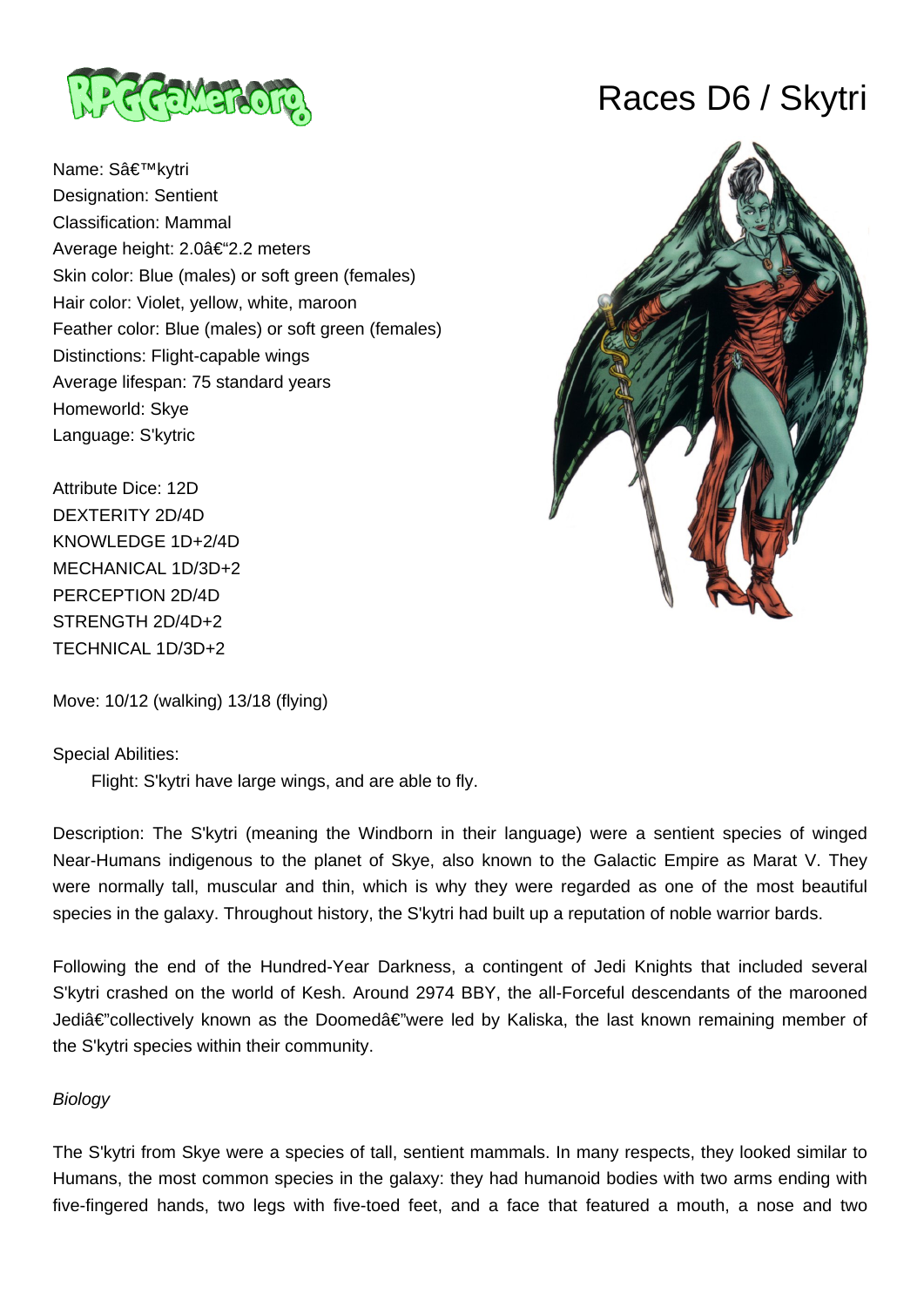# Races D6 / Skytri

Name: Sâ€™kytri
Designation: Sentient
Classification: Mammal
Average height: 2.0â€“2.2 meters
Skin color: Blue (males) or soft green (females)
Hair color: Violet, yellow, white, maroon
Feather color: Blue (males) or soft green (females)
Distinctions: Flight-capable wings
Average lifespan: 75 standard years
Homeworld: Skye
Language: S'kytric

Attribute Dice: 12D
DEXTERITY 2D/4D
KNOWLEDGE 1D+2/4D
MECHANICAL 1D/3D+2
PERCEPTION 2D/4D
STRENGTH 2D/4D+2
TECHNICAL 1D/3D+2

Move: 10/12 (walking) 13/18 (flying)

Special Abilities:
    Flight: S'kytri have large wings, and are able to fly.

Description: The S'kytri (meaning the Windborn in their language) were a sentient species of winged Near-Humans indigenous to the planet of Skye, also known to the Galactic Empire as Marat V. They were normally tall, muscular and thin, which is why they were regarded as one of the most beautiful species in the galaxy. Throughout history, the S'kytri had built up a reputation of noble warrior bards.

Following the end of the Hundred-Year Darkness, a contingent of Jedi Knights that included several S'kytri crashed on the world of Kesh. Around 2974 BBY, the all-Forceful descendants of the marooned Jediâ€”collectively known as the Doomedâ€"were led by Kaliska, the last known remaining member of the S'kytri species within their community.

*Biology*

The S'kytri from Skye were a species of tall, sentient mammals. In many respects, they looked similar to Humans, the most common species in the galaxy: they had humanoid bodies with two arms ending with five-fingered hands, two legs with five-toed feet, and a face that featured a mouth, a nose and two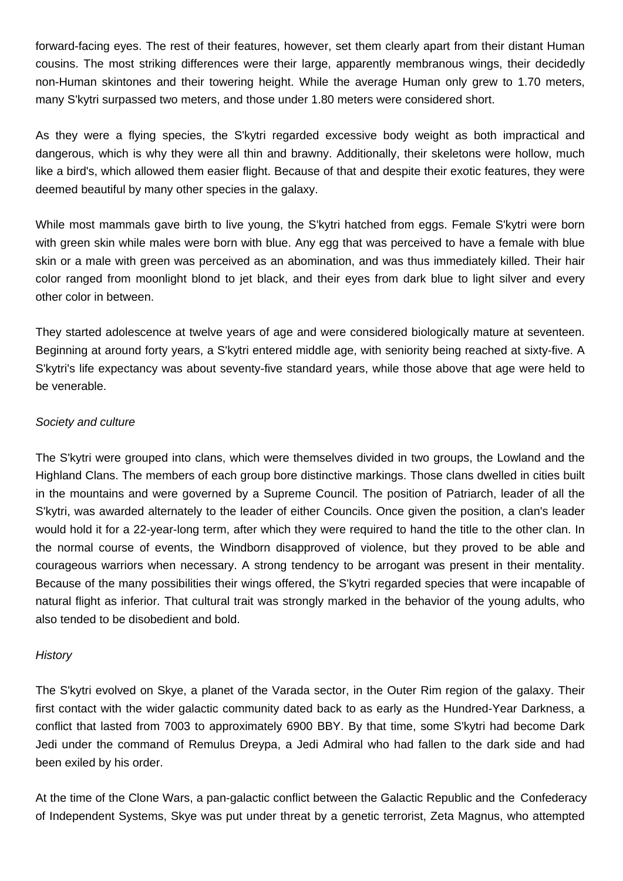forward-facing eyes. The rest of their features, however, set them clearly apart from their distant Human cousins. The most striking differences were their large, apparently membranous wings, their decidedly non-Human skintones and their towering height. While the average Human only grew to 1.70 meters, many S'kytri surpassed two meters, and those under 1.80 meters were considered short.

As they were a flying species, the S'kytri regarded excessive body weight as both impractical and dangerous, which is why they were all thin and brawny. Additionally, their skeletons were hollow, much like a bird's, which allowed them easier flight. Because of that and despite their exotic features, they were deemed beautiful by many other species in the galaxy.

While most mammals gave birth to live young, the S'kytri hatched from eggs. Female S'kytri were born with green skin while males were born with blue. Any egg that was perceived to have a female with blue skin or a male with green was perceived as an abomination, and was thus immediately killed. Their hair color ranged from moonlight blond to jet black, and their eyes from dark blue to light silver and every other color in between.

They started adolescence at twelve years of age and were considered biologically mature at seventeen. Beginning at around forty years, a S'kytri entered middle age, with seniority being reached at sixty-five. A S'kytri's life expectancy was about seventy-five standard years, while those above that age were held to be venerable.

*Society and culture*

The S'kytri were grouped into clans, which were themselves divided in two groups, the Lowland and the Highland Clans. The members of each group bore distinctive markings. Those clans dwelled in cities built in the mountains and were governed by a Supreme Council. The position of Patriarch, leader of all the S'kytri, was awarded alternately to the leader of either Councils. Once given the position, a clan's leader would hold it for a 22-year-long term, after which they were required to hand the title to the other clan. In the normal course of events, the Windborn disapproved of violence, but they proved to be able and courageous warriors when necessary. A strong tendency to be arrogant was present in their mentality. Because of the many possibilities their wings offered, the S'kytri regarded species that were incapable of natural flight as inferior. That cultural trait was strongly marked in the behavior of the young adults, who also tended to be disobedient and bold.

*History*

The S'kytri evolved on Skye, a planet of the Varada sector, in the Outer Rim region of the galaxy. Their first contact with the wider galactic community dated back to as early as the Hundred-Year Darkness, a conflict that lasted from 7003 to approximately 6900 BBY. By that time, some S'kytri had become Dark Jedi under the command of Remulus Dreypa, a Jedi Admiral who had fallen to the dark side and had been exiled by his order.

At the time of the Clone Wars, a pan-galactic conflict between the Galactic Republic and the Confederacy of Independent Systems, Skye was put under threat by a genetic terrorist, Zeta Magnus, who attempted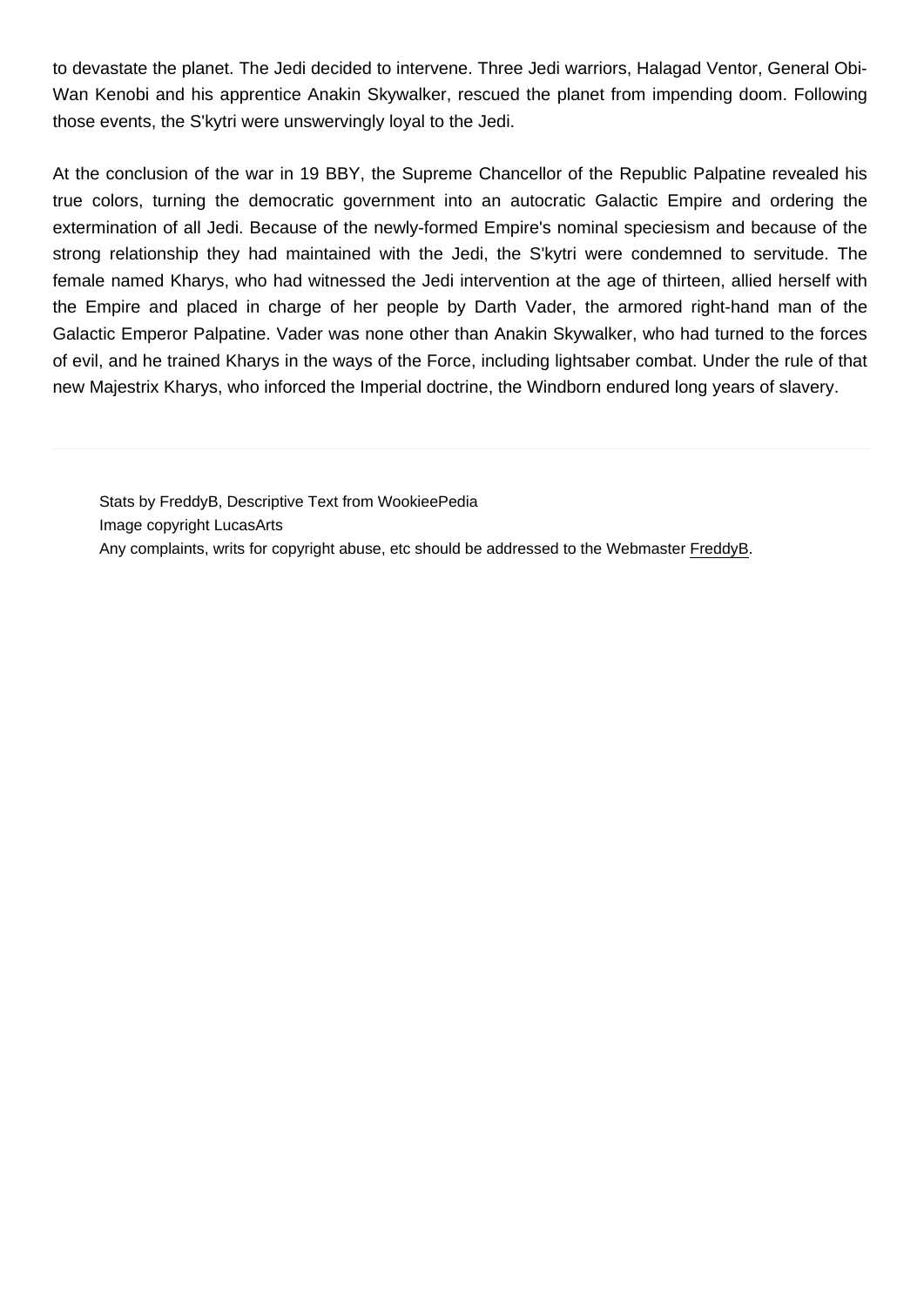to devastate the planet. The Jedi decided to intervene. Three Jedi warriors, Halagad Ventor, General Obi-Wan Kenobi and his apprentice Anakin Skywalker, rescued the planet from impending doom. Following those events, the S'kytri were unswervingly loyal to the Jedi.

At the conclusion of the war in 19 BBY, the Supreme Chancellor of the Republic Palpatine revealed his true colors, turning the democratic government into an autocratic Galactic Empire and ordering the extermination of all Jedi. Because of the newly-formed Empire's nominal speciesism and because of the strong relationship they had maintained with the Jedi, the S'kytri were condemned to servitude. The female named Kharys, who had witnessed the Jedi intervention at the age of thirteen, allied herself with the Empire and placed in charge of her people by Darth Vader, the armored right-hand man of the Galactic Emperor Palpatine. Vader was none other than Anakin Skywalker, who had turned to the forces of evil, and he trained Kharys in the ways of the Force, including lightsaber combat. Under the rule of that new Majestrix Kharys, who inforced the Imperial doctrine, the Windborn endured long years of slavery.

---

Stats by FreddyB, Descriptive Text from WookieePedia
Image copyright LucasArts
Any complaints, writs for copyright abuse, etc should be addressed to the Webmaster FreddyB.